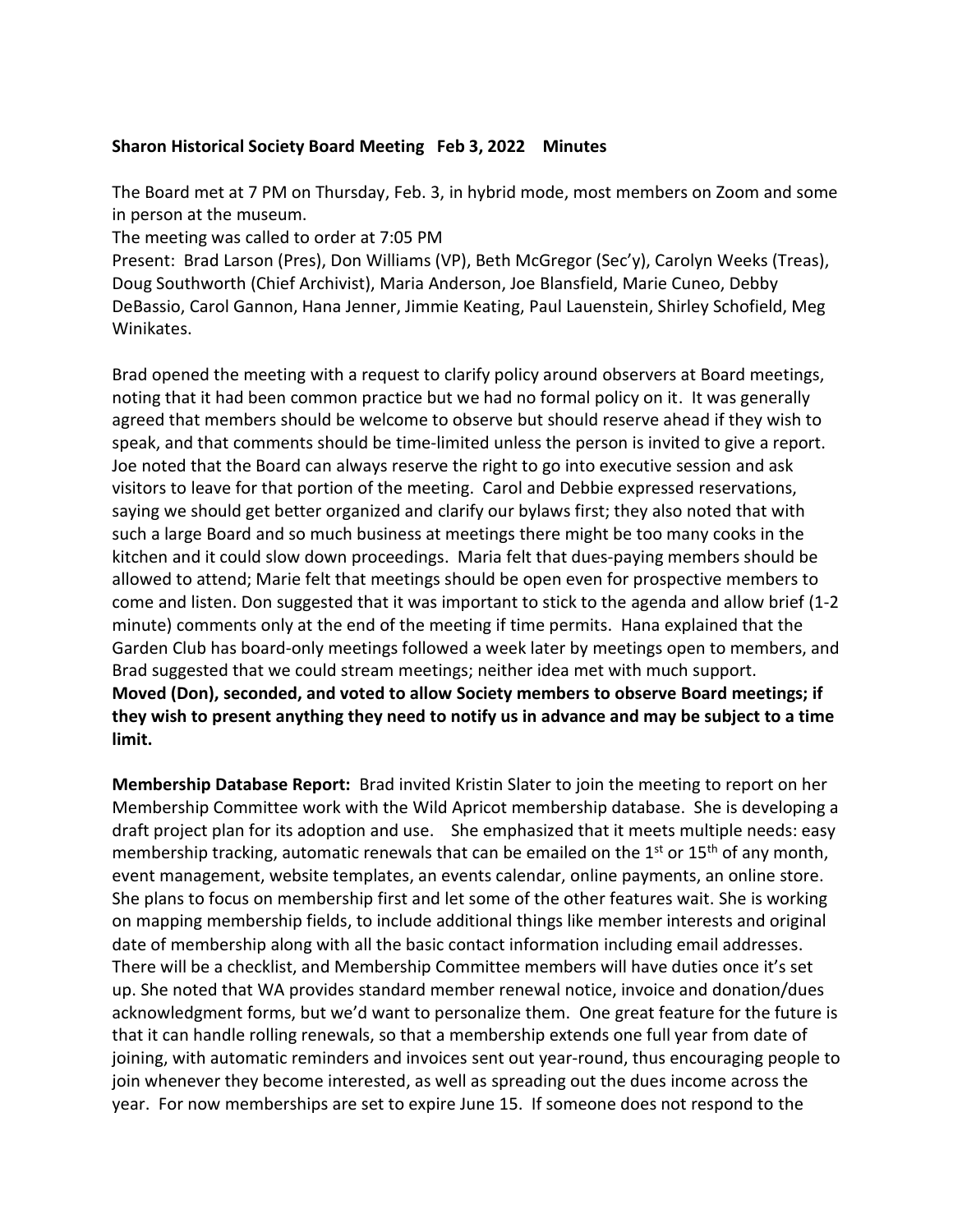**Sharon Historical Society Board Meeting Feb 3, 2022 Minutes**

The Board met at 7 PM on Thursday, Feb. 3, in hybrid mode, most members on Zoom and some in person at the museum.

The meeting was called to order at 7:05 PM

Present: Brad Larson (Pres), Don Williams (VP), Beth McGregor (Sec'y), Carolyn Weeks (Treas), Doug Southworth (Chief Archivist), Maria Anderson, Joe Blansfield, Marie Cuneo, Debby DeBassio, Carol Gannon, Hana Jenner, Jimmie Keating, Paul Lauenstein, Shirley Schofield, Meg Winikates.

Brad opened the meeting with a request to clarify policy around observers at Board meetings, noting that it had been common practice but we had no formal policy on it. It was generally agreed that members should be welcome to observe but should reserve ahead if they wish to speak, and that comments should be time-limited unless the person is invited to give a report. Joe noted that the Board can always reserve the right to go into executive session and ask visitors to leave for that portion of the meeting. Carol and Debbie expressed reservations, saying we should get better organized and clarify our bylaws first; they also noted that with such a large Board and so much business at meetings there might be too many cooks in the kitchen and it could slow down proceedings. Maria felt that dues-paying members should be allowed to attend; Marie felt that meetings should be open even for prospective members to come and listen. Don suggested that it was important to stick to the agenda and allow brief (1-2 minute) comments only at the end of the meeting if time permits. Hana explained that the Garden Club has board-only meetings followed a week later by meetings open to members, and Brad suggested that we could stream meetings; neither idea met with much support.
**Moved (Don), seconded, and voted to allow Society members to observe Board meetings; if they wish to present anything they need to notify us in advance and may be subject to a time limit.**

**Membership Database Report:** Brad invited Kristin Slater to join the meeting to report on her Membership Committee work with the Wild Apricot membership database. She is developing a draft project plan for its adoption and use. She emphasized that it meets multiple needs: easy membership tracking, automatic renewals that can be emailed on the 1st or 15th of any month, event management, website templates, an events calendar, online payments, an online store. She plans to focus on membership first and let some of the other features wait. She is working on mapping membership fields, to include additional things like member interests and original date of membership along with all the basic contact information including email addresses. There will be a checklist, and Membership Committee members will have duties once it's set up. She noted that WA provides standard member renewal notice, invoice and donation/dues acknowledgment forms, but we'd want to personalize them. One great feature for the future is that it can handle rolling renewals, so that a membership extends one full year from date of joining, with automatic reminders and invoices sent out year-round, thus encouraging people to join whenever they become interested, as well as spreading out the dues income across the year. For now memberships are set to expire June 15. If someone does not respond to the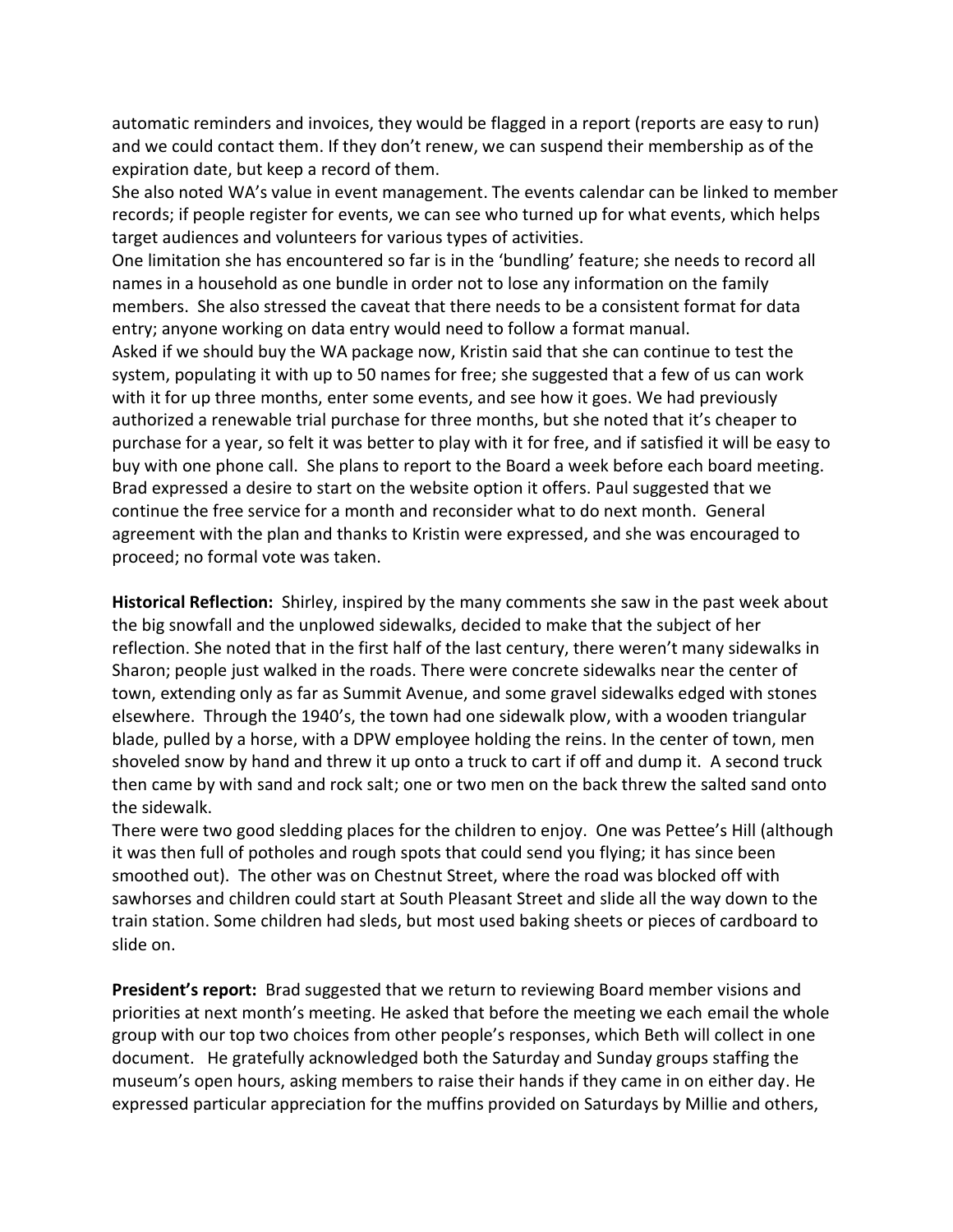automatic reminders and invoices, they would be flagged in a report (reports are easy to run) and we could contact them. If they don't renew, we can suspend their membership as of the expiration date, but keep a record of them.

She also noted WA's value in event management. The events calendar can be linked to member records; if people register for events, we can see who turned up for what events, which helps target audiences and volunteers for various types of activities.

One limitation she has encountered so far is in the 'bundling' feature; she needs to record all names in a household as one bundle in order not to lose any information on the family members. She also stressed the caveat that there needs to be a consistent format for data entry; anyone working on data entry would need to follow a format manual.

Asked if we should buy the WA package now, Kristin said that she can continue to test the system, populating it with up to 50 names for free; she suggested that a few of us can work with it for up three months, enter some events, and see how it goes. We had previously authorized a renewable trial purchase for three months, but she noted that it's cheaper to purchase for a year, so felt it was better to play with it for free, and if satisfied it will be easy to buy with one phone call. She plans to report to the Board a week before each board meeting. Brad expressed a desire to start on the website option it offers. Paul suggested that we continue the free service for a month and reconsider what to do next month. General agreement with the plan and thanks to Kristin were expressed, and she was encouraged to proceed; no formal vote was taken.

**Historical Reflection:** Shirley, inspired by the many comments she saw in the past week about the big snowfall and the unplowed sidewalks, decided to make that the subject of her reflection. She noted that in the first half of the last century, there weren't many sidewalks in Sharon; people just walked in the roads. There were concrete sidewalks near the center of town, extending only as far as Summit Avenue, and some gravel sidewalks edged with stones elsewhere. Through the 1940's, the town had one sidewalk plow, with a wooden triangular blade, pulled by a horse, with a DPW employee holding the reins. In the center of town, men shoveled snow by hand and threw it up onto a truck to cart if off and dump it. A second truck then came by with sand and rock salt; one or two men on the back threw the salted sand onto the sidewalk.

There were two good sledding places for the children to enjoy. One was Pettee's Hill (although it was then full of potholes and rough spots that could send you flying; it has since been smoothed out). The other was on Chestnut Street, where the road was blocked off with sawhorses and children could start at South Pleasant Street and slide all the way down to the train station. Some children had sleds, but most used baking sheets or pieces of cardboard to slide on.

**President's report:** Brad suggested that we return to reviewing Board member visions and priorities at next month's meeting. He asked that before the meeting we each email the whole group with our top two choices from other people's responses, which Beth will collect in one document. He gratefully acknowledged both the Saturday and Sunday groups staffing the museum's open hours, asking members to raise their hands if they came in on either day. He expressed particular appreciation for the muffins provided on Saturdays by Millie and others,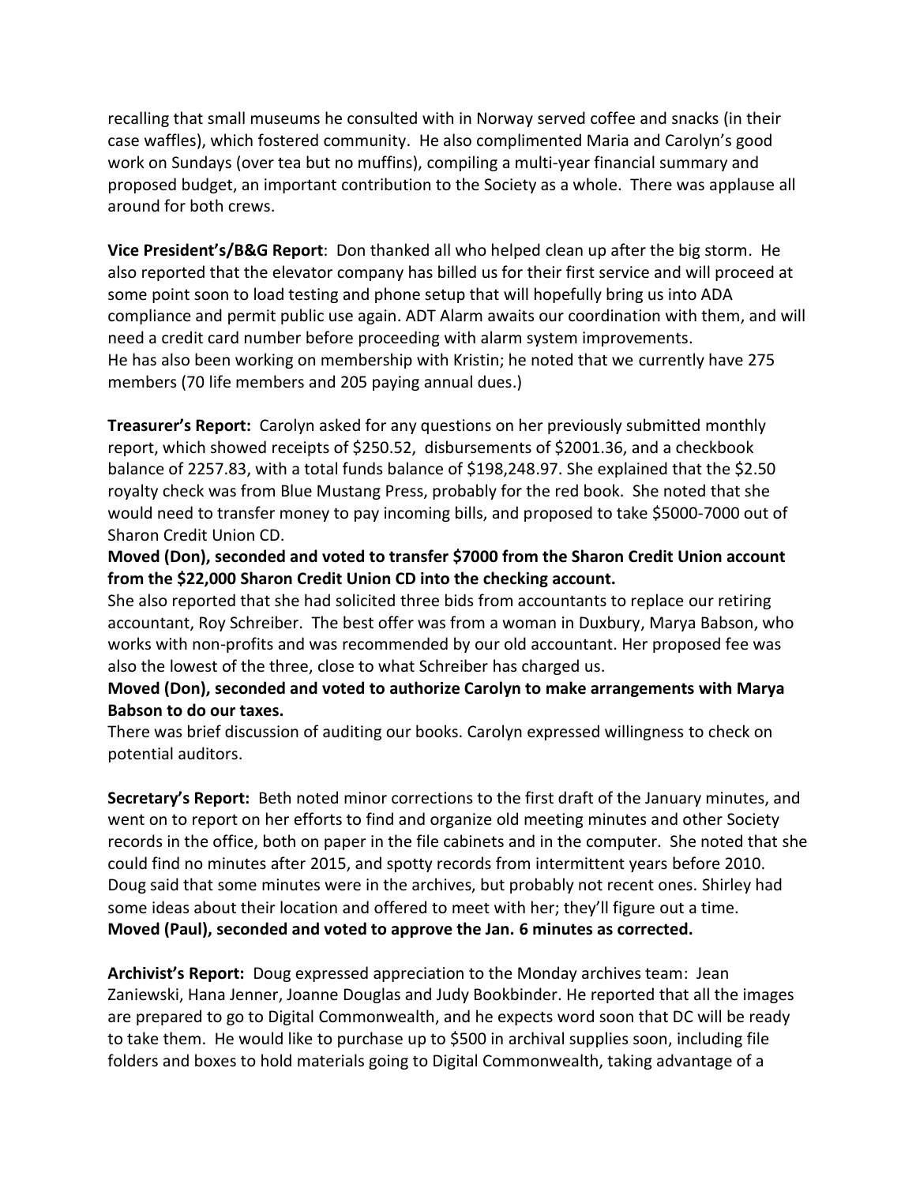recalling that small museums he consulted with in Norway served coffee and snacks (in their case waffles), which fostered community. He also complimented Maria and Carolyn's good work on Sundays (over tea but no muffins), compiling a multi-year financial summary and proposed budget, an important contribution to the Society as a whole. There was applause all around for both crews.

**Vice President's/B&G Report**: Don thanked all who helped clean up after the big storm. He also reported that the elevator company has billed us for their first service and will proceed at some point soon to load testing and phone setup that will hopefully bring us into ADA compliance and permit public use again. ADT Alarm awaits our coordination with them, and will need a credit card number before proceeding with alarm system improvements.
He has also been working on membership with Kristin; he noted that we currently have 275 members (70 life members and 205 paying annual dues.)

**Treasurer's Report:** Carolyn asked for any questions on her previously submitted monthly report, which showed receipts of $250.52, disbursements of $2001.36, and a checkbook balance of 2257.83, with a total funds balance of $198,248.97. She explained that the $2.50 royalty check was from Blue Mustang Press, probably for the red book. She noted that she would need to transfer money to pay incoming bills, and proposed to take $5000-7000 out of Sharon Credit Union CD.

**Moved (Don), seconded and voted to transfer $7000 from the Sharon Credit Union account from the $22,000 Sharon Credit Union CD into the checking account.**

She also reported that she had solicited three bids from accountants to replace our retiring accountant, Roy Schreiber. The best offer was from a woman in Duxbury, Marya Babson, who works with non-profits and was recommended by our old accountant. Her proposed fee was also the lowest of the three, close to what Schreiber has charged us.

**Moved (Don), seconded and voted to authorize Carolyn to make arrangements with Marya Babson to do our taxes.**

There was brief discussion of auditing our books. Carolyn expressed willingness to check on potential auditors.

**Secretary's Report:** Beth noted minor corrections to the first draft of the January minutes, and went on to report on her efforts to find and organize old meeting minutes and other Society records in the office, both on paper in the file cabinets and in the computer. She noted that she could find no minutes after 2015, and spotty records from intermittent years before 2010. Doug said that some minutes were in the archives, but probably not recent ones. Shirley had some ideas about their location and offered to meet with her; they'll figure out a time.

**Moved (Paul), seconded and voted to approve the Jan. 6 minutes as corrected.**

**Archivist's Report:** Doug expressed appreciation to the Monday archives team: Jean Zaniewski, Hana Jenner, Joanne Douglas and Judy Bookbinder. He reported that all the images are prepared to go to Digital Commonwealth, and he expects word soon that DC will be ready to take them. He would like to purchase up to $500 in archival supplies soon, including file folders and boxes to hold materials going to Digital Commonwealth, taking advantage of a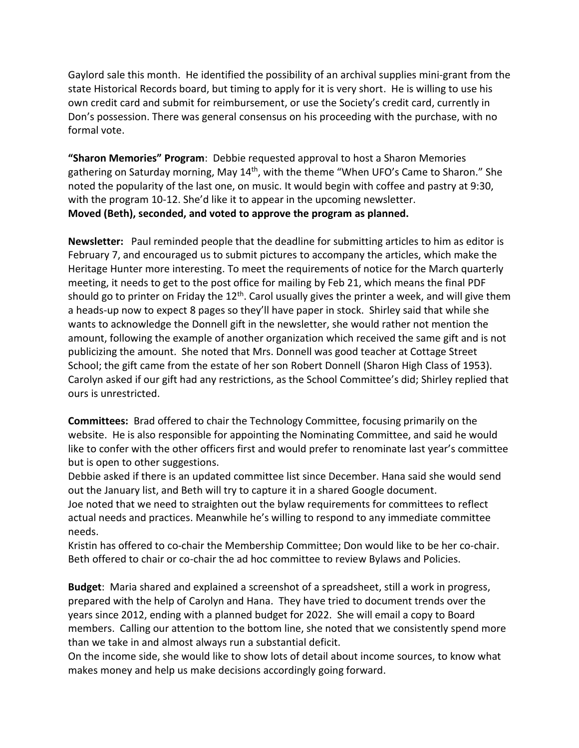Gaylord sale this month. He identified the possibility of an archival supplies mini-grant from the state Historical Records board, but timing to apply for it is very short. He is willing to use his own credit card and submit for reimbursement, or use the Society's credit card, currently in Don's possession. There was general consensus on his proceeding with the purchase, with no formal vote.

**"Sharon Memories" Program**: Debbie requested approval to host a Sharon Memories gathering on Saturday morning, May 14th, with the theme "When UFO's Came to Sharon." She noted the popularity of the last one, on music. It would begin with coffee and pastry at 9:30, with the program 10-12. She'd like it to appear in the upcoming newsletter.
**Moved (Beth), seconded, and voted to approve the program as planned.**

**Newsletter:** Paul reminded people that the deadline for submitting articles to him as editor is February 7, and encouraged us to submit pictures to accompany the articles, which make the Heritage Hunter more interesting. To meet the requirements of notice for the March quarterly meeting, it needs to get to the post office for mailing by Feb 21, which means the final PDF should go to printer on Friday the 12th. Carol usually gives the printer a week, and will give them a heads-up now to expect 8 pages so they'll have paper in stock. Shirley said that while she wants to acknowledge the Donnell gift in the newsletter, she would rather not mention the amount, following the example of another organization which received the same gift and is not publicizing the amount. She noted that Mrs. Donnell was good teacher at Cottage Street School; the gift came from the estate of her son Robert Donnell (Sharon High Class of 1953). Carolyn asked if our gift had any restrictions, as the School Committee's did; Shirley replied that ours is unrestricted.

**Committees:** Brad offered to chair the Technology Committee, focusing primarily on the website. He is also responsible for appointing the Nominating Committee, and said he would like to confer with the other officers first and would prefer to renominate last year's committee but is open to other suggestions.
Debbie asked if there is an updated committee list since December. Hana said she would send out the January list, and Beth will try to capture it in a shared Google document.
Joe noted that we need to straighten out the bylaw requirements for committees to reflect actual needs and practices. Meanwhile he's willing to respond to any immediate committee needs.
Kristin has offered to co-chair the Membership Committee; Don would like to be her co-chair.
Beth offered to chair or co-chair the ad hoc committee to review Bylaws and Policies.

**Budget**: Maria shared and explained a screenshot of a spreadsheet, still a work in progress, prepared with the help of Carolyn and Hana. They have tried to document trends over the years since 2012, ending with a planned budget for 2022. She will email a copy to Board members. Calling our attention to the bottom line, she noted that we consistently spend more than we take in and almost always run a substantial deficit.
On the income side, she would like to show lots of detail about income sources, to know what makes money and help us make decisions accordingly going forward.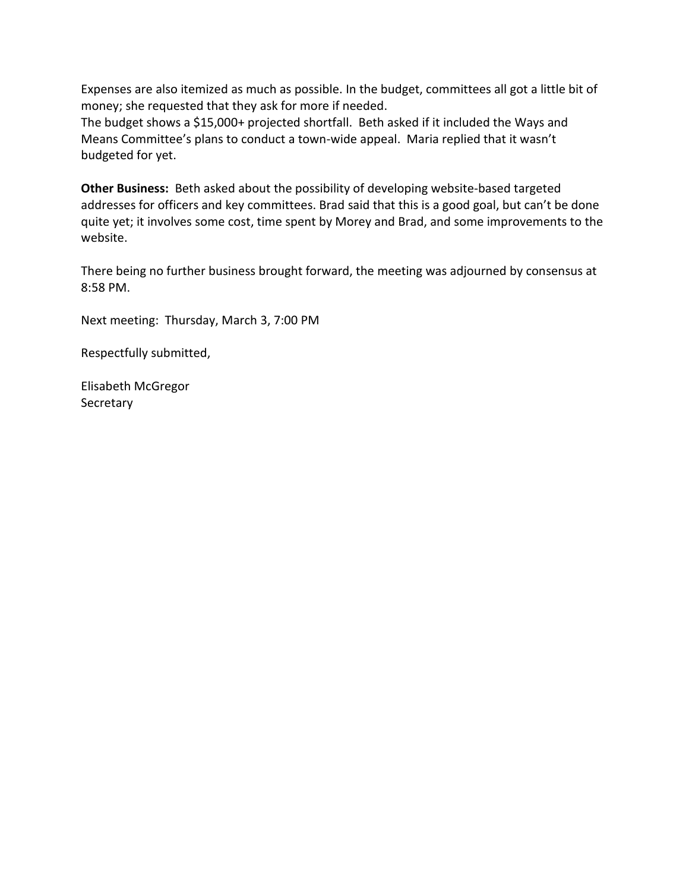Expenses are also itemized as much as possible. In the budget, committees all got a little bit of money; she requested that they ask for more if needed.
The budget shows a $15,000+ projected shortfall. Beth asked if it included the Ways and Means Committee's plans to conduct a town-wide appeal. Maria replied that it wasn't budgeted for yet.

**Other Business:** Beth asked about the possibility of developing website-based targeted addresses for officers and key committees. Brad said that this is a good goal, but can't be done quite yet; it involves some cost, time spent by Morey and Brad, and some improvements to the website.

There being no further business brought forward, the meeting was adjourned by consensus at 8:58 PM.

Next meeting: Thursday, March 3, 7:00 PM

Respectfully submitted,

Elisabeth McGregor
Secretary